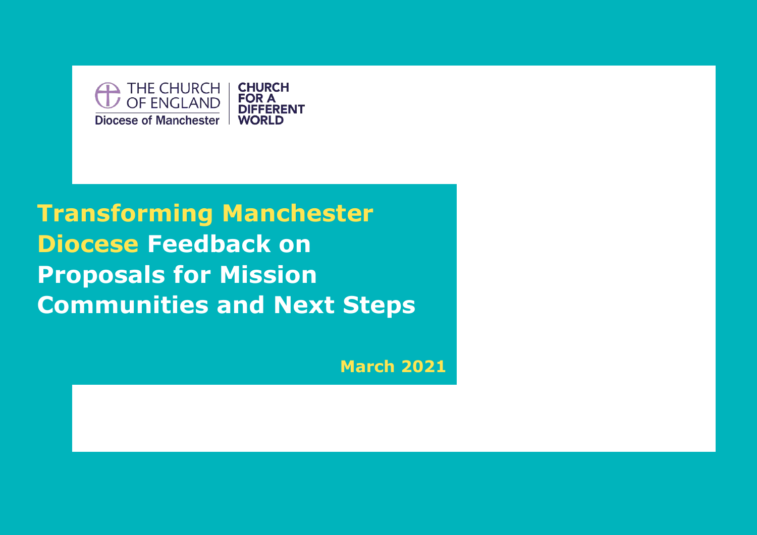THE CHURCH OF ENGLAND
Diocese of Manchester

CHURCH FOR A DIFFERENT WORLD

# Transforming Manchester Diocese Feedback on Proposals for Mission Communities and Next Steps

March 2021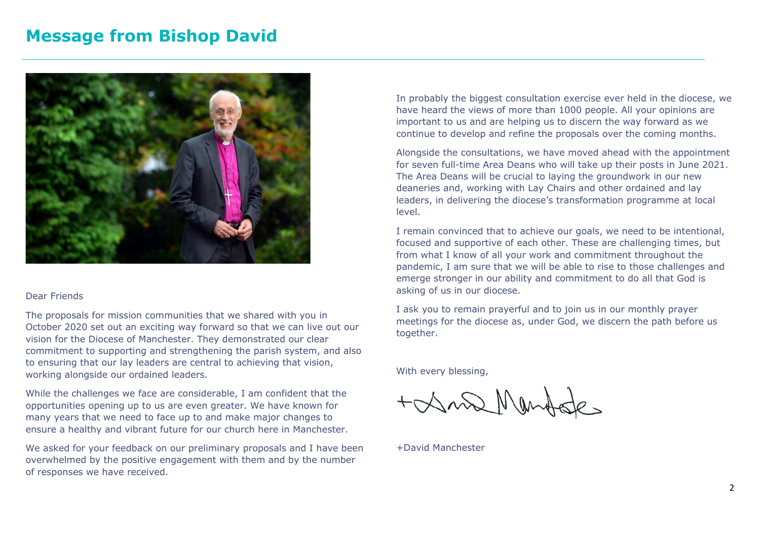# Message from Bishop David

Dear Friends

The proposals for mission communities that we shared with you in October 2020 set out an exciting way forward so that we can live out our vision for the Diocese of Manchester. They demonstrated our clear commitment to supporting and strengthening the parish system, and also to ensuring that our lay leaders are central to achieving that vision, working alongside our ordained leaders.

While the challenges we face are considerable, I am confident that the opportunities opening up to us are even greater. We have known for many years that we need to face up to and make major changes to ensure a healthy and vibrant future for our church here in Manchester.

We asked for your feedback on our preliminary proposals and I have been overwhelmed by the positive engagement with them and by the number of responses we have received.

In probably the biggest consultation exercise ever held in the diocese, we have heard the views of more than 1000 people. All your opinions are important to us and are helping us to discern the way forward as we continue to develop and refine the proposals over the coming months.

Alongside the consultations, we have moved ahead with the appointment for seven full-time Area Deans who will take up their posts in June 2021. The Area Deans will be crucial to laying the groundwork in our new deaneries and, working with Lay Chairs and other ordained and lay leaders, in delivering the diocese's transformation programme at local level.

I remain convinced that to achieve our goals, we need to be intentional, focused and supportive of each other. These are challenging times, but from what I know of all your work and commitment throughout the pandemic, I am sure that we will be able to rise to those challenges and emerge stronger in our ability and commitment to do all that God is asking of us in our diocese.

I ask you to remain prayerful and to join us in our monthly prayer meetings for the diocese as, under God, we discern the path before us together.

With every blessing,

+David Manchester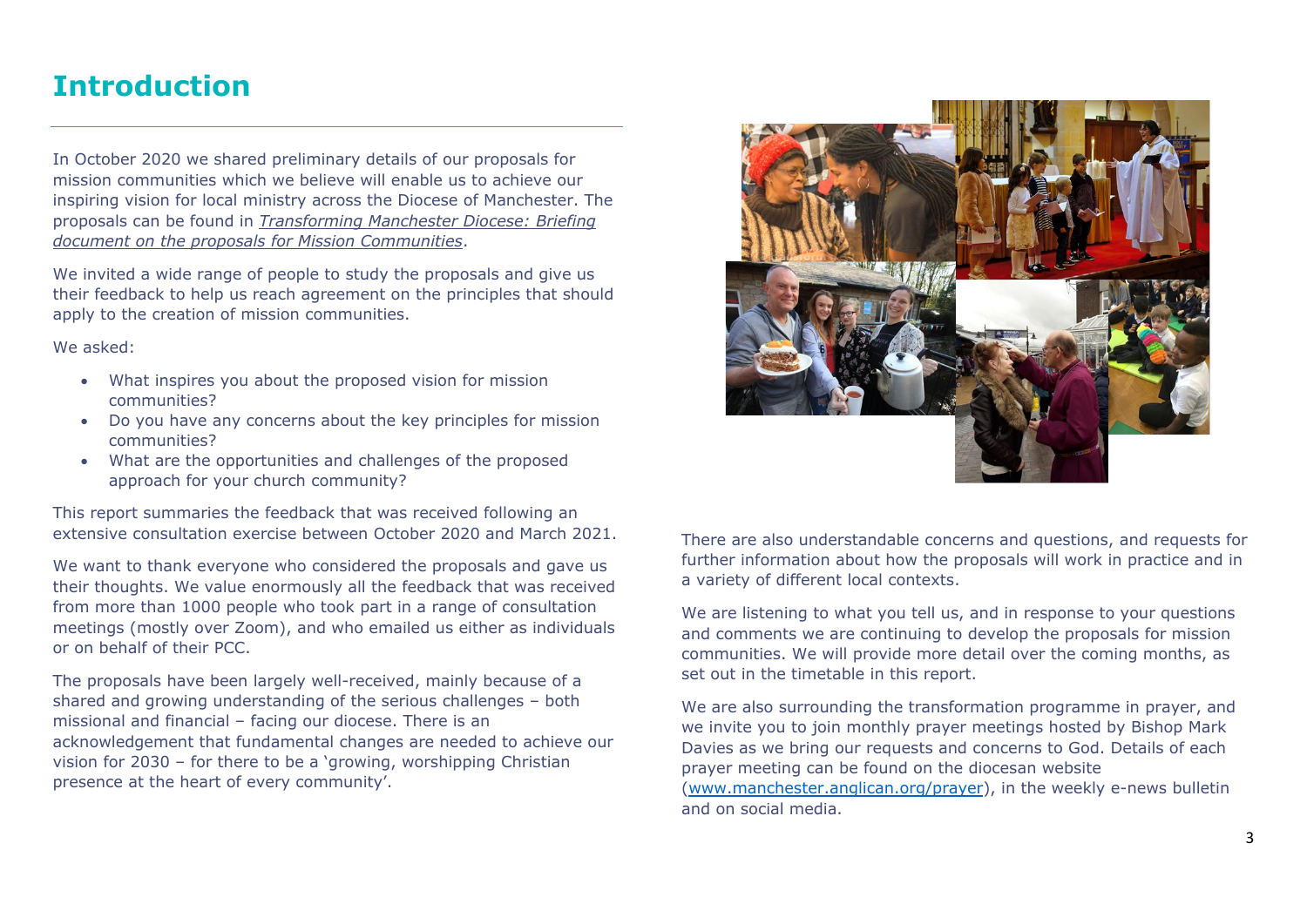# Introduction

In October 2020 we shared preliminary details of our proposals for mission communities which we believe will enable us to achieve our inspiring vision for local ministry across the Diocese of Manchester. The proposals can be found in *Transforming Manchester Diocese: Briefing document on the proposals for Mission Communities*.

We invited a wide range of people to study the proposals and give us their feedback to help us reach agreement on the principles that should apply to the creation of mission communities.

We asked:

- What inspires you about the proposed vision for mission communities?
- Do you have any concerns about the key principles for mission communities?
- What are the opportunities and challenges of the proposed approach for your church community?

This report summaries the feedback that was received following an extensive consultation exercise between October 2020 and March 2021.

We want to thank everyone who considered the proposals and gave us their thoughts. We value enormously all the feedback that was received from more than 1000 people who took part in a range of consultation meetings (mostly over Zoom), and who emailed us either as individuals or on behalf of their PCC.

The proposals have been largely well-received, mainly because of a shared and growing understanding of the serious challenges – both missional and financial – facing our diocese. There is an acknowledgement that fundamental changes are needed to achieve our vision for 2030 – for there to be a 'growing, worshipping Christian presence at the heart of every community'.

There are also understandable concerns and questions, and requests for further information about how the proposals will work in practice and in a variety of different local contexts.

We are listening to what you tell us, and in response to your questions and comments we are continuing to develop the proposals for mission communities. We will provide more detail over the coming months, as set out in the timetable in this report.

We are also surrounding the transformation programme in prayer, and we invite you to join monthly prayer meetings hosted by Bishop Mark Davies as we bring our requests and concerns to God. Details of each prayer meeting can be found on the diocesan website (www.manchester.anglican.org/prayer), in the weekly e-news bulletin and on social media.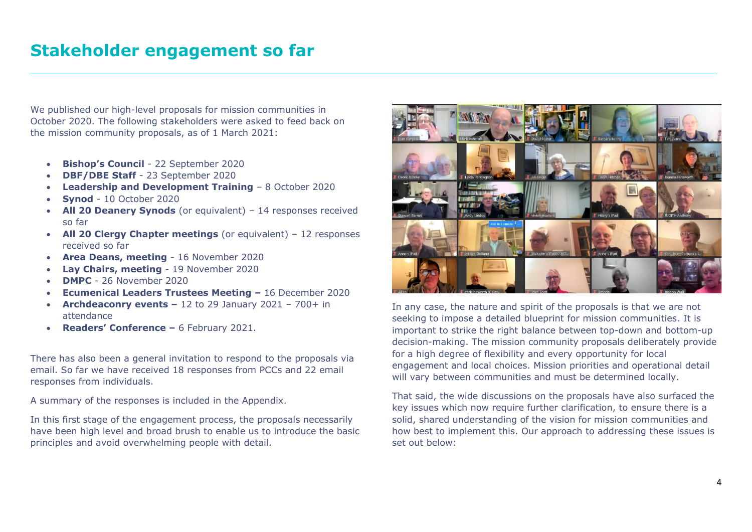## Stakeholder engagement so far

We published our high-level proposals for mission communities in October 2020. The following stakeholders were asked to feed back on the mission community proposals, as of 1 March 2021:

- **Bishop's Council** - 22 September 2020
- **DBF/DBE Staff** - 23 September 2020
- **Leadership and Development Training** – 8 October 2020
- **Synod** - 10 October 2020
- **All 20 Deanery Synods** (or equivalent) – 14 responses received so far
- **All 20 Clergy Chapter meetings** (or equivalent) – 12 responses received so far
- **Area Deans, meeting** - 16 November 2020
- **Lay Chairs, meeting** - 19 November 2020
- **DMPC** - 26 November 2020
- **Ecumenical Leaders Trustees Meeting –** 16 December 2020
- **Archdeaconry events –** 12 to 29 January 2021 – 700+ in attendance
- **Readers' Conference –** 6 February 2021.

There has also been a general invitation to respond to the proposals via email. So far we have received 18 responses from PCCs and 22 email responses from individuals.

A summary of the responses is included in the Appendix.

In this first stage of the engagement process, the proposals necessarily have been high level and broad brush to enable us to introduce the basic principles and avoid overwhelming people with detail.

In any case, the nature and spirit of the proposals is that we are not seeking to impose a detailed blueprint for mission communities. It is important to strike the right balance between top-down and bottom-up decision-making. The mission community proposals deliberately provide for a high degree of flexibility and every opportunity for local engagement and local choices. Mission priorities and operational detail will vary between communities and must be determined locally.

That said, the wide discussions on the proposals have also surfaced the key issues which now require further clarification, to ensure there is a solid, shared understanding of the vision for mission communities and how best to implement this. Our approach to addressing these issues is set out below: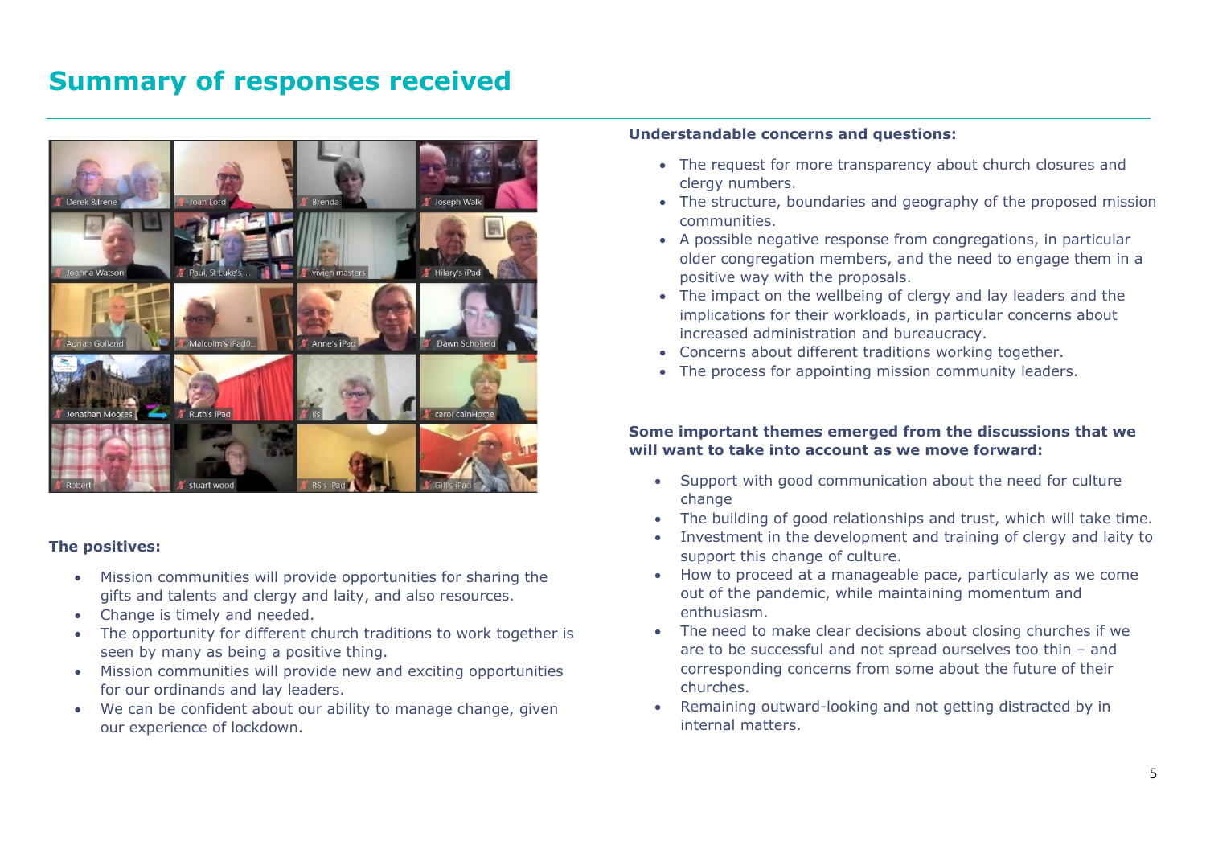# Summary of responses received

**The positives:**

- Mission communities will provide opportunities for sharing the gifts and talents and clergy and laity, and also resources.
- Change is timely and needed.
- The opportunity for different church traditions to work together is seen by many as being a positive thing.
- Mission communities will provide new and exciting opportunities for our ordinands and lay leaders.
- We can be confident about our ability to manage change, given our experience of lockdown.

**Understandable concerns and questions:**

- The request for more transparency about church closures and clergy numbers.
- The structure, boundaries and geography of the proposed mission communities.
- A possible negative response from congregations, in particular older congregation members, and the need to engage them in a positive way with the proposals.
- The impact on the wellbeing of clergy and lay leaders and the implications for their workloads, in particular concerns about increased administration and bureaucracy.
- Concerns about different traditions working together.
- The process for appointing mission community leaders.

**Some important themes emerged from the discussions that we will want to take into account as we move forward:**

- Support with good communication about the need for culture change
- The building of good relationships and trust, which will take time.
- Investment in the development and training of clergy and laity to support this change of culture.
- How to proceed at a manageable pace, particularly as we come out of the pandemic, while maintaining momentum and enthusiasm.
- The need to make clear decisions about closing churches if we are to be successful and not spread ourselves too thin – and corresponding concerns from some about the future of their churches.
- Remaining outward-looking and not getting distracted by in internal matters.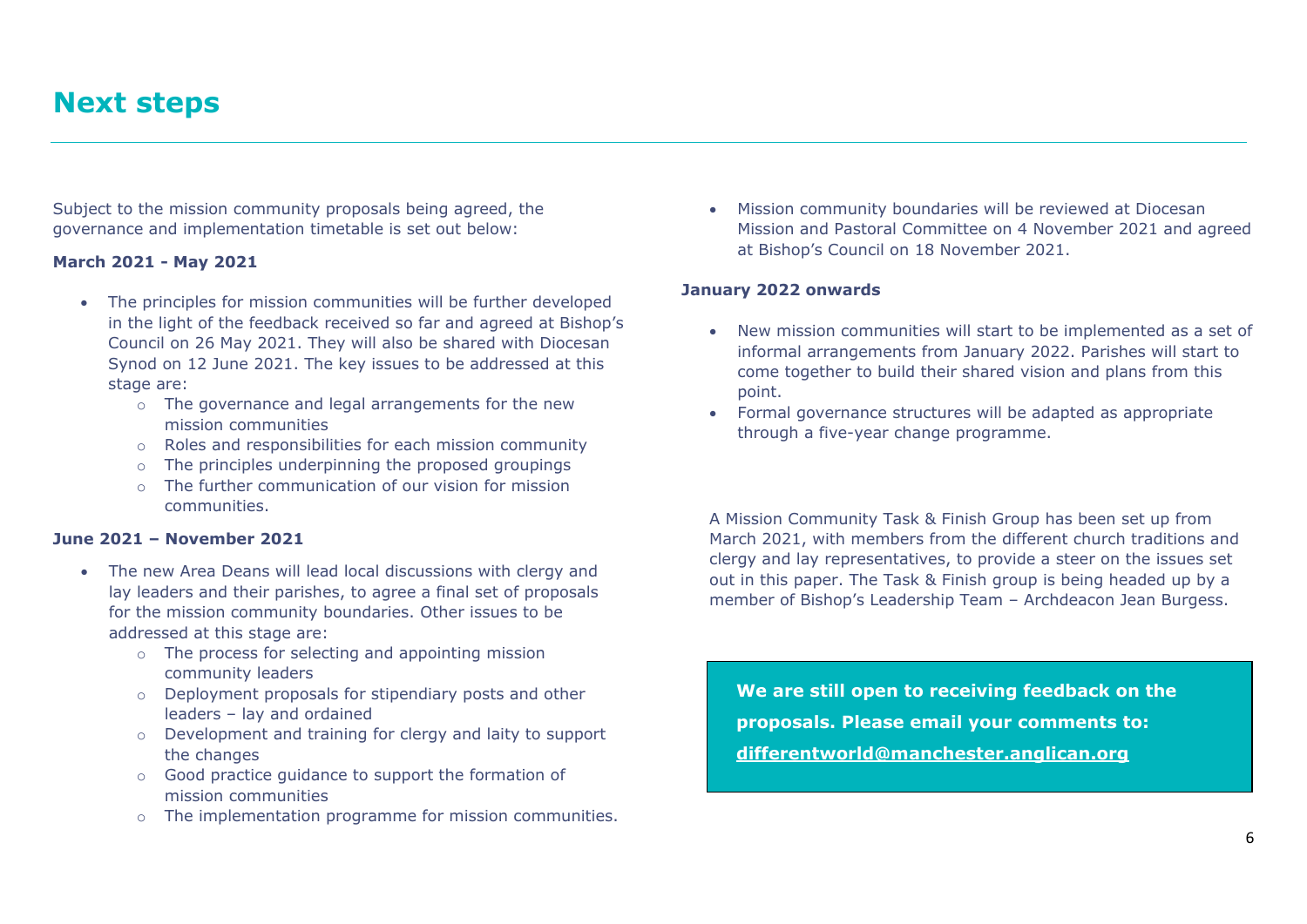# Next steps

Subject to the mission community proposals being agreed, the governance and implementation timetable is set out below:

**March 2021 - May 2021**

- The principles for mission communities will be further developed in the light of the feedback received so far and agreed at Bishop's Council on 26 May 2021. They will also be shared with Diocesan Synod on 12 June 2021. The key issues to be addressed at this stage are:
    - The governance and legal arrangements for the new mission communities
    - Roles and responsibilities for each mission community
    - The principles underpinning the proposed groupings
    - The further communication of our vision for mission communities.

**June 2021 – November 2021**

- The new Area Deans will lead local discussions with clergy and lay leaders and their parishes, to agree a final set of proposals for the mission community boundaries. Other issues to be addressed at this stage are:
    - The process for selecting and appointing mission community leaders
    - Deployment proposals for stipendiary posts and other leaders – lay and ordained
    - Development and training for clergy and laity to support the changes
    - Good practice guidance to support the formation of mission communities
    - The implementation programme for mission communities.
- Mission community boundaries will be reviewed at Diocesan Mission and Pastoral Committee on 4 November 2021 and agreed at Bishop's Council on 18 November 2021.

**January 2022 onwards**

- New mission communities will start to be implemented as a set of informal arrangements from January 2022. Parishes will start to come together to build their shared vision and plans from this point.
- Formal governance structures will be adapted as appropriate through a five-year change programme.

A Mission Community Task & Finish Group has been set up from March 2021, with members from the different church traditions and clergy and lay representatives, to provide a steer on the issues set out in this paper. The Task & Finish group is being headed up by a member of Bishop's Leadership Team – Archdeacon Jean Burgess.

**We are still open to receiving feedback on the proposals. Please email your comments to: differentworld@manchester.anglican.org**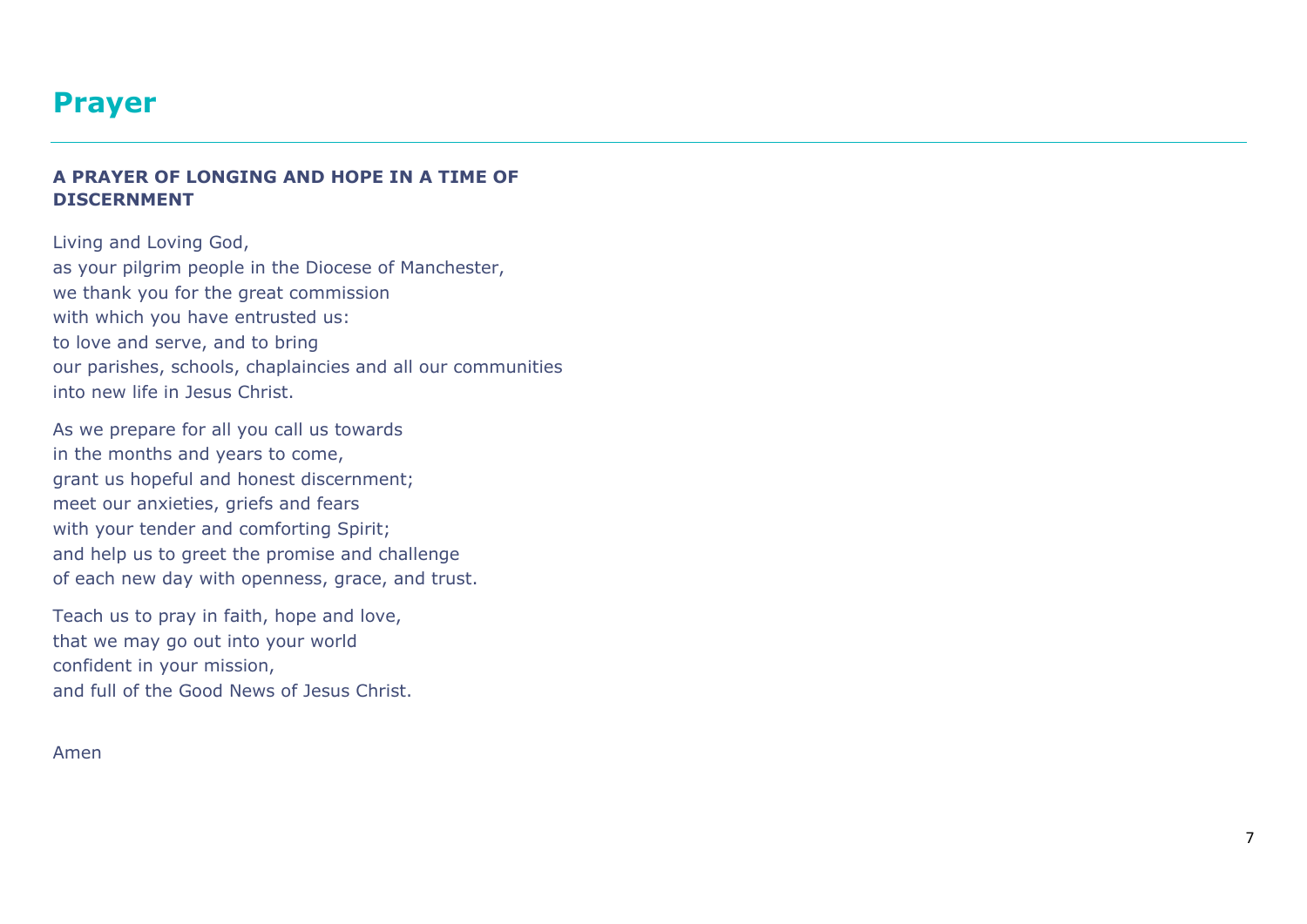# Prayer

---

**A PRAYER OF LONGING AND HOPE IN A TIME OF DISCERNMENT**

Living and Loving God,
as your pilgrim people in the Diocese of Manchester,
we thank you for the great commission
with which you have entrusted us:
to love and serve, and to bring
our parishes, schools, chaplaincies and all our communities
into new life in Jesus Christ.

As we prepare for all you call us towards
in the months and years to come,
grant us hopeful and honest discernment;
meet our anxieties, griefs and fears
with your tender and comforting Spirit;
and help us to greet the promise and challenge
of each new day with openness, grace, and trust.

Teach us to pray in faith, hope and love,
that we may go out into your world
confident in your mission,
and full of the Good News of Jesus Christ.

Amen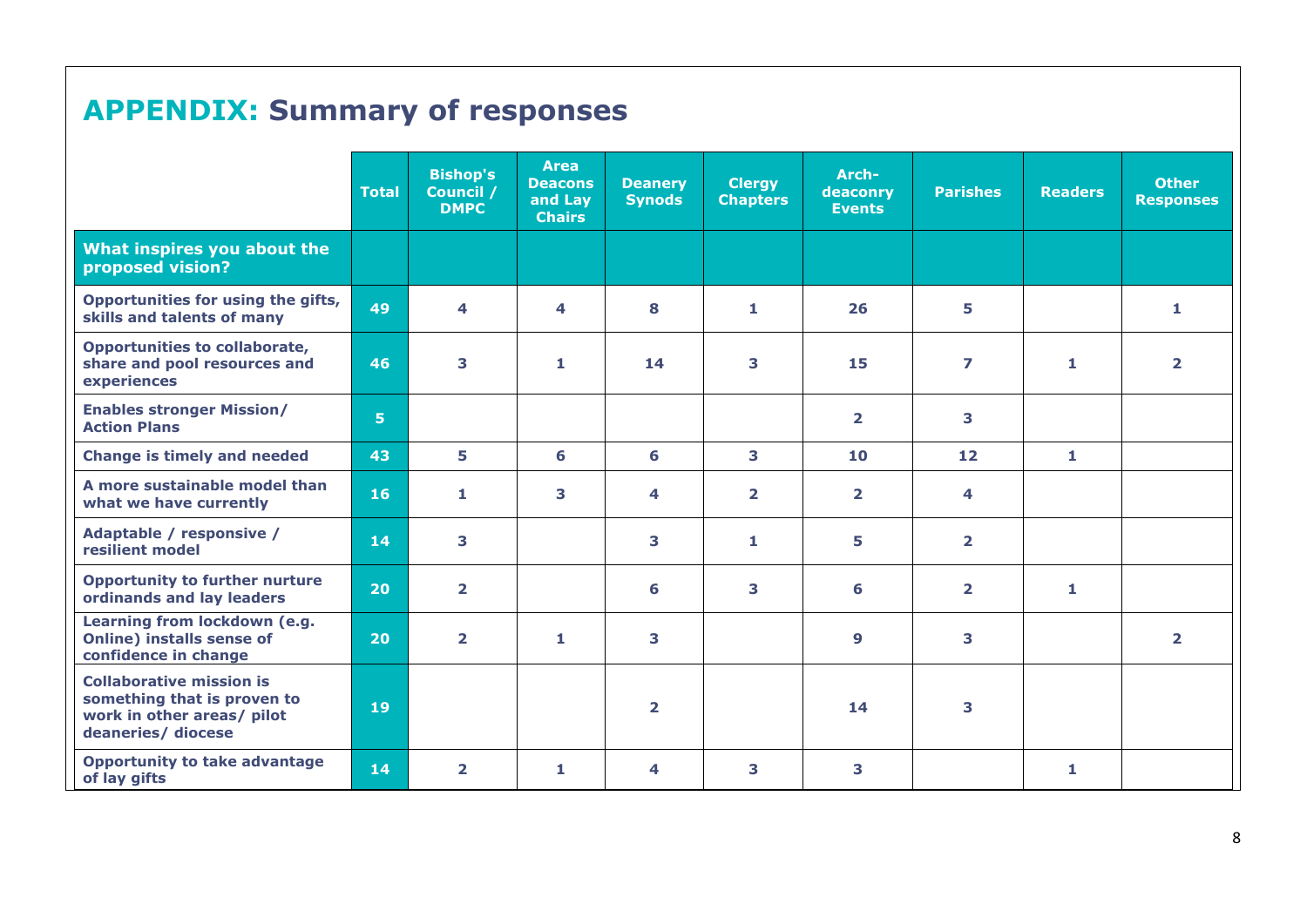# APPENDIX: Summary of responses

| | Total | Bishop's Council / DMPC | Area Deacons and Lay Chairs | Deanery Synods | Clergy Chapters | Arch-deaconry Events | Parishes | Readers | Other Responses |
|---|---|---|---|---|---|---|---|---|---|
| **What inspires you about the proposed vision?** | | | | | | | | | |
| Opportunities for using the gifts, skills and talents of many | 49 | 4 | 4 | 8 | 1 | 26 | 5 | | 1 |
| Opportunities to collaborate, share and pool resources and experiences | 46 | 3 | 1 | 14 | 3 | 15 | 7 | 1 | 2 |
| Enables stronger Mission/ Action Plans | 5 | | | | | 2 | 3 | | |
| Change is timely and needed | 43 | 5 | 6 | 6 | 3 | 10 | 12 | 1 | |
| A more sustainable model than what we have currently | 16 | 1 | 3 | 4 | 2 | 2 | 4 | | |
| Adaptable / responsive / resilient model | 14 | 3 | | 3 | 1 | 5 | 2 | | |
| Opportunity to further nurture ordinands and lay leaders | 20 | 2 | | 6 | 3 | 6 | 2 | 1 | |
| Learning from lockdown (e.g. Online) installs sense of confidence in change | 20 | 2 | 1 | 3 | | 9 | 3 | | 2 |
| Collaborative mission is something that is proven to work in other areas/ pilot deaneries/ diocese | 19 | | | 2 | | 14 | 3 | | |
| Opportunity to take advantage of lay gifts | 14 | 2 | 1 | 4 | 3 | 3 | | 1 | |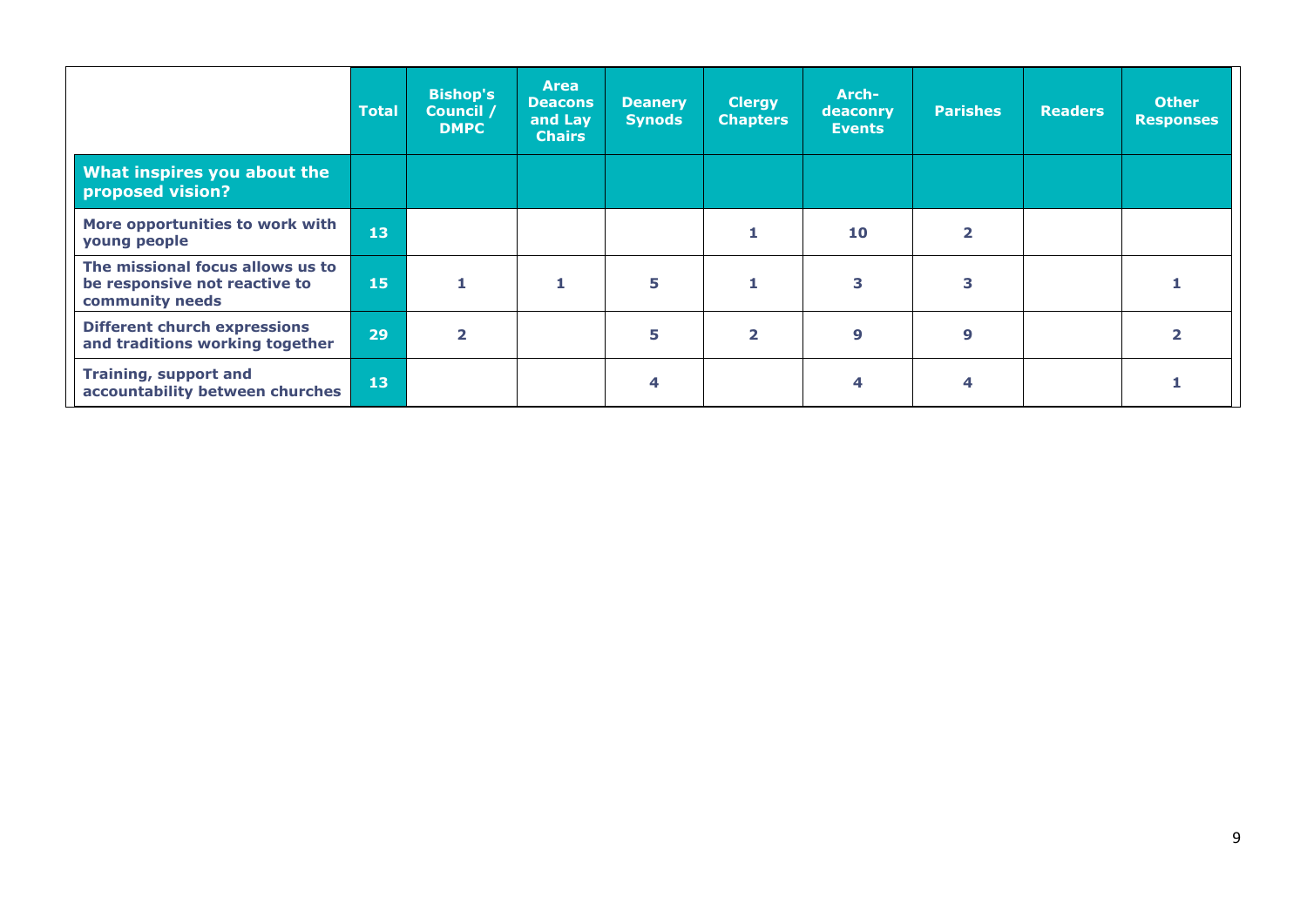| | Total | Bishop's Council / DMPC | Area Deacons and Lay Chairs | Deanery Synods | Clergy Chapters | Arch-deaconry Events | Parishes | Readers | Other Responses |
|---|---|---|---|---|---|---|---|---|---|
| **What inspires you about the proposed vision?** | | | | | | | | | |
| **More opportunities to work with young people** | 13 | | | | 1 | 10 | 2 | | |
| **The missional focus allows us to be responsive not reactive to community needs** | 15 | 1 | 1 | 5 | 1 | 3 | 3 | | 1 |
| **Different church expressions and traditions working together** | 29 | 2 | | 5 | 2 | 9 | 9 | | 2 |
| **Training, support and accountability between churches** | 13 | | | 4 | | 4 | 4 | | 1 |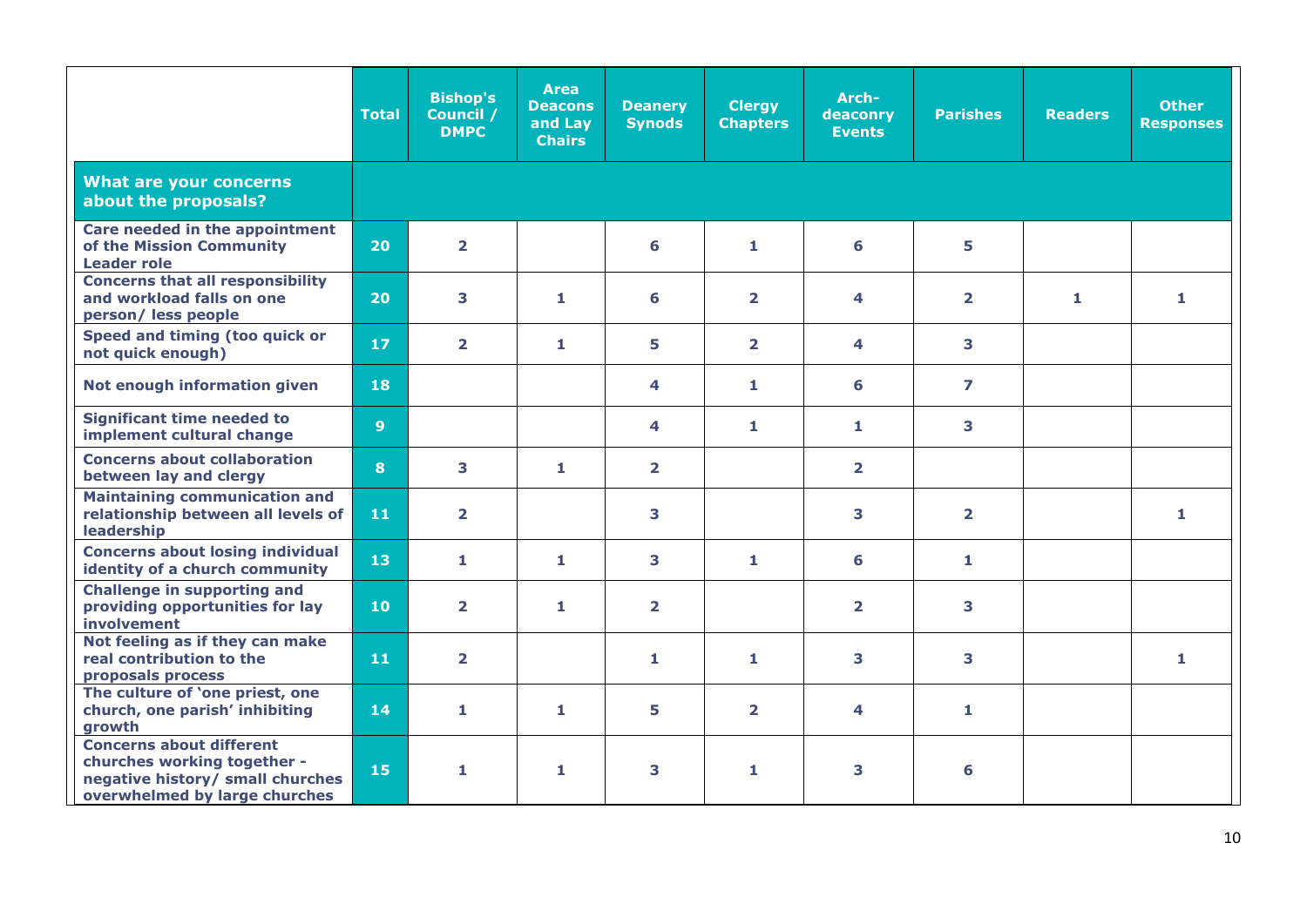| | Total | Bishop's Council / DMPC | Area Deacons and Lay Chairs | Deanery Synods | Clergy Chapters | Arch-deaconry Events | Parishes | Readers | Other Responses |
|---|---|---|---|---|---|---|---|---|---|
| **What are your concerns about the proposals?** | | | | | | | | | |
| **Care needed in the appointment of the Mission Community Leader role** | 20 | 2 | | 6 | 1 | 6 | 5 | | |
| **Concerns that all responsibility and workload falls on one person/ less people** | 20 | 3 | 1 | 6 | 2 | 4 | 2 | 1 | 1 |
| **Speed and timing (too quick or not quick enough)** | 17 | 2 | 1 | 5 | 2 | 4 | 3 | | |
| **Not enough information given** | 18 | | | 4 | 1 | 6 | 7 | | |
| **Significant time needed to implement cultural change** | 9 | | | 4 | 1 | 1 | 3 | | |
| **Concerns about collaboration between lay and clergy** | 8 | 3 | 1 | 2 | | 2 | | | |
| **Maintaining communication and relationship between all levels of leadership** | 11 | 2 | | 3 | | 3 | 2 | | 1 |
| **Concerns about losing individual identity of a church community** | 13 | 1 | 1 | 3 | 1 | 6 | 1 | | |
| **Challenge in supporting and providing opportunities for lay involvement** | 10 | 2 | 1 | 2 | | 2 | 3 | | |
| **Not feeling as if they can make real contribution to the proposals process** | 11 | 2 | | 1 | 1 | 3 | 3 | | 1 |
| **The culture of 'one priest, one church, one parish' inhibiting growth** | 14 | 1 | 1 | 5 | 2 | 4 | 1 | | |
| **Concerns about different churches working together - negative history/ small churches overwhelmed by large churches** | 15 | 1 | 1 | 3 | 1 | 3 | 6 | | |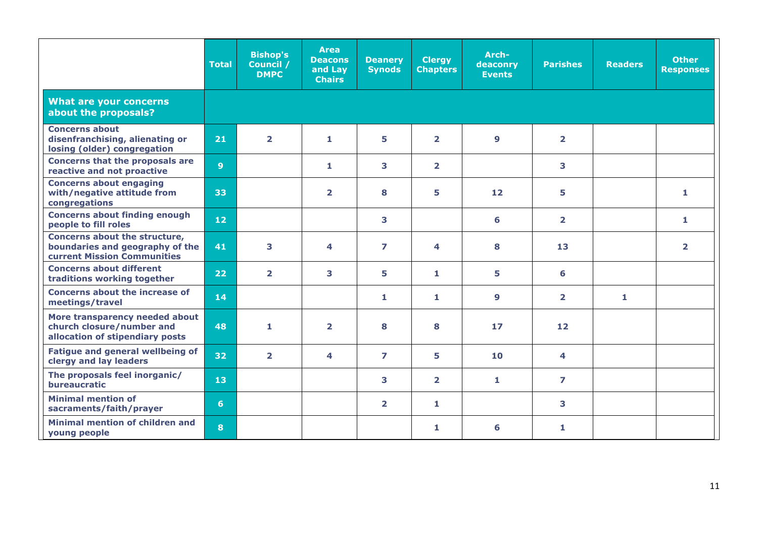| | Total | Bishop's Council / DMPC | Area Deacons and Lay Chairs | Deanery Synods | Clergy Chapters | Arch-deaconry Events | Parishes | Readers | Other Responses |
|---|---|---|---|---|---|---|---|---|---|
| **What are your concerns about the proposals?** | | | | | | | | | |
| Concerns about disenfranchising, alienating or losing (older) congregation | 21 | 2 | 1 | 5 | 2 | 9 | 2 | | |
| Concerns that the proposals are reactive and not proactive | 9 | | 1 | 3 | 2 | | 3 | | |
| Concerns about engaging with/negative attitude from congregations | 33 | | 2 | 8 | 5 | 12 | 5 | | 1 |
| Concerns about finding enough people to fill roles | 12 | | | 3 | | 6 | 2 | | 1 |
| Concerns about the structure, boundaries and geography of the current Mission Communities | 41 | 3 | 4 | 7 | 4 | 8 | 13 | | 2 |
| Concerns about different traditions working together | 22 | 2 | 3 | 5 | 1 | 5 | 6 | | |
| Concerns about the increase of meetings/travel | 14 | | | 1 | 1 | 9 | 2 | 1 | |
| More transparency needed about church closure/number and allocation of stipendiary posts | 48 | 1 | 2 | 8 | 8 | 17 | 12 | | |
| Fatigue and general wellbeing of clergy and lay leaders | 32 | 2 | 4 | 7 | 5 | 10 | 4 | | |
| The proposals feel inorganic/ bureaucratic | 13 | | | 3 | 2 | 1 | 7 | | |
| Minimal mention of sacraments/faith/prayer | 6 | | | 2 | 1 | | 3 | | |
| Minimal mention of children and young people | 8 | | | | 1 | 6 | 1 | | |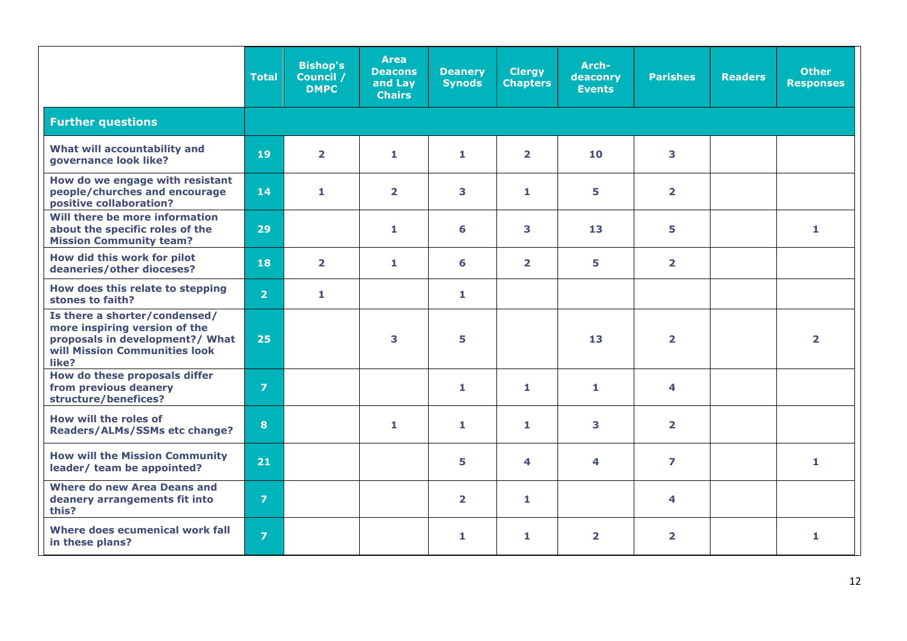| | Total | Bishop's Council / DMPC | Area Deacons and Lay Chairs | Deanery Synods | Clergy Chapters | Arch-deaconry Events | Parishes | Readers | Other Responses |
|---|---|---|---|---|---|---|---|---|---|
| **Further questions** | | | | | | | | | |
| **What will accountability and governance look like?** | 19 | 2 | 1 | 1 | 2 | 10 | 3 | | |
| **How do we engage with resistant people/churches and encourage positive collaboration?** | 14 | 1 | 2 | 3 | 1 | 5 | 2 | | |
| **Will there be more information about the specific roles of the Mission Community team?** | 29 | | 1 | 6 | 3 | 13 | 5 | | 1 |
| **How did this work for pilot deaneries/other dioceses?** | 18 | 2 | 1 | 6 | 2 | 5 | 2 | | |
| **How does this relate to stepping stones to faith?** | 2 | 1 | | 1 | | | | | |
| **Is there a shorter/condensed/ more inspiring version of the proposals in development?/ What will Mission Communities look like?** | 25 | | 3 | 5 | | 13 | 2 | | 2 |
| **How do these proposals differ from previous deanery structure/benefices?** | 7 | | | 1 | 1 | 1 | 4 | | |
| **How will the roles of Readers/ALMs/SSMs etc change?** | 8 | | 1 | 1 | 1 | 3 | 2 | | |
| **How will the Mission Community leader/ team be appointed?** | 21 | | | 5 | 4 | 4 | 7 | | 1 |
| **Where do new Area Deans and deanery arrangements fit into this?** | 7 | | | 2 | 1 | | 4 | | |
| **Where does ecumenical work fall in these plans?** | 7 | | | 1 | 1 | 2 | 2 | | 1 |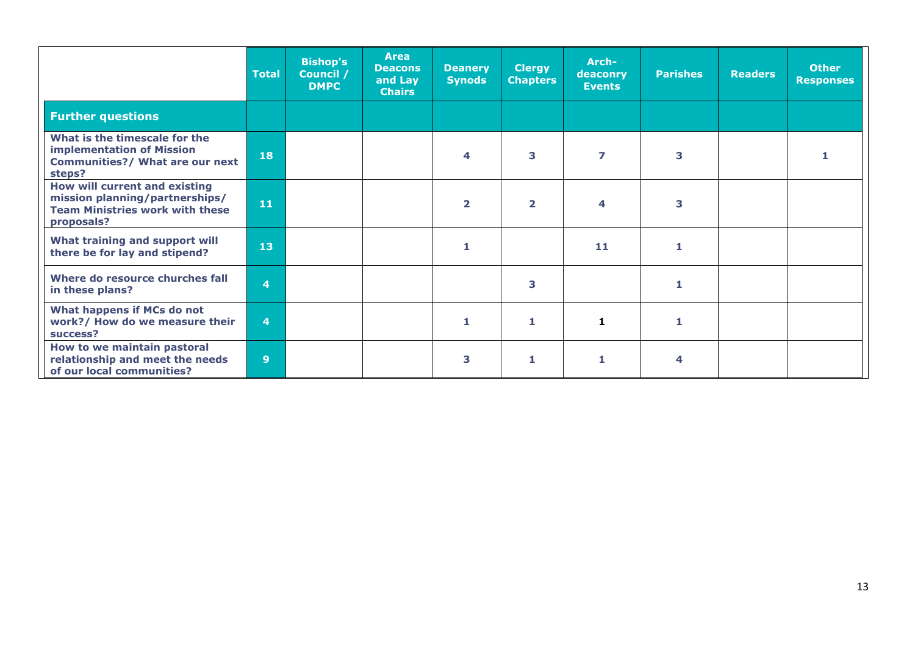| | Total | Bishop's Council / DMPC | Area Deacons and Lay Chairs | Deanery Synods | Clergy Chapters | Arch-deaconry Events | Parishes | Readers | Other Responses |
|---|---|---|---|---|---|---|---|---|---|
| **Further questions** | | | | | | | | | |
| **What is the timescale for the implementation of Mission Communities?/ What are our next steps?** | 18 | | | 4 | 3 | 7 | 3 | | 1 |
| **How will current and existing mission planning/partnerships/ Team Ministries work with these proposals?** | 11 | | | 2 | 2 | 4 | 3 | | |
| **What training and support will there be for lay and stipend?** | 13 | | | 1 | | 11 | 1 | | |
| **Where do resource churches fall in these plans?** | 4 | | | | 3 | | 1 | | |
| **What happens if MCs do not work?/ How do we measure their success?** | 4 | | | 1 | 1 | 1 | 1 | | |
| **How to we maintain pastoral relationship and meet the needs of our local communities?** | 9 | | | 3 | 1 | 1 | 4 | | |